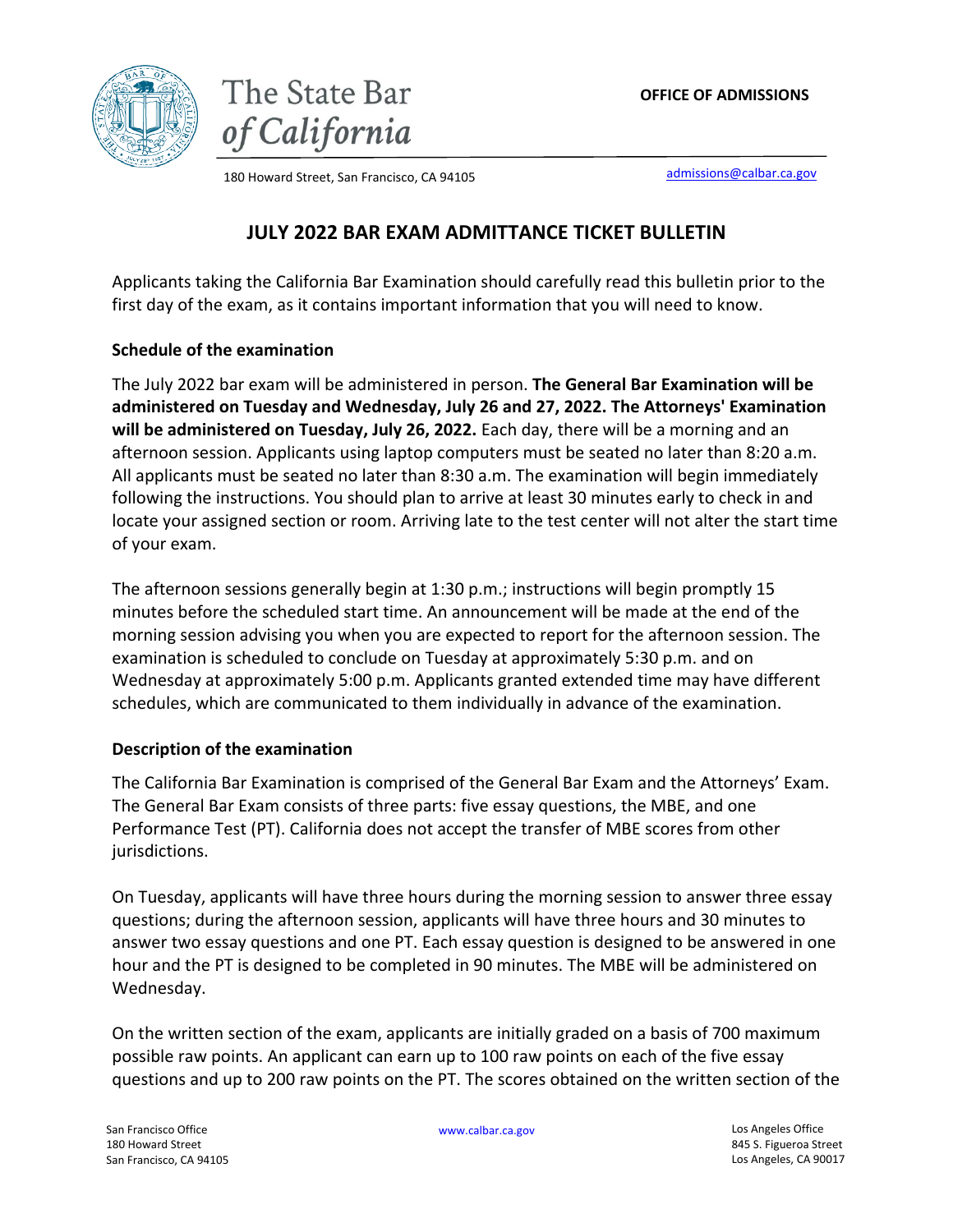The State Bar of California

OFFICE OF ADMISSIONS

180 Howard Street, San Francisco, CA 94105

admissions@calbar.ca.gov

# JULY 2022 BAR EXAM ADMITTANCE TICKET BULLETIN

Applicants taking the California Bar Examination should carefully read this bulletin prior to the first day of the exam, as it contains important information that you will need to know.

### Schedule of the examination

The July 2022 bar exam will be administered in person. **The General Bar Examination will be administered on Tuesday and Wednesday, July 26 and 27, 2022. The Attorneys' Examination will be administered on Tuesday, July 26, 2022.** Each day, there will be a morning and an afternoon session. Applicants using laptop computers must be seated no later than 8:20 a.m. All applicants must be seated no later than 8:30 a.m. The examination will begin immediately following the instructions. You should plan to arrive at least 30 minutes early to check in and locate your assigned section or room. Arriving late to the test center will not alter the start time of your exam.

The afternoon sessions generally begin at 1:30 p.m.; instructions will begin promptly 15 minutes before the scheduled start time. An announcement will be made at the end of the morning session advising you when you are expected to report for the afternoon session. The examination is scheduled to conclude on Tuesday at approximately 5:30 p.m. and on Wednesday at approximately 5:00 p.m. Applicants granted extended time may have different schedules, which are communicated to them individually in advance of the examination.

### Description of the examination

The California Bar Examination is comprised of the General Bar Exam and the Attorneys' Exam. The General Bar Exam consists of three parts: five essay questions, the MBE, and one Performance Test (PT). California does not accept the transfer of MBE scores from other jurisdictions.

On Tuesday, applicants will have three hours during the morning session to answer three essay questions; during the afternoon session, applicants will have three hours and 30 minutes to answer two essay questions and one PT. Each essay question is designed to be answered in one hour and the PT is designed to be completed in 90 minutes. The MBE will be administered on Wednesday.

On the written section of the exam, applicants are initially graded on a basis of 700 maximum possible raw points. An applicant can earn up to 100 raw points on each of the five essay questions and up to 200 raw points on the PT. The scores obtained on the written section of the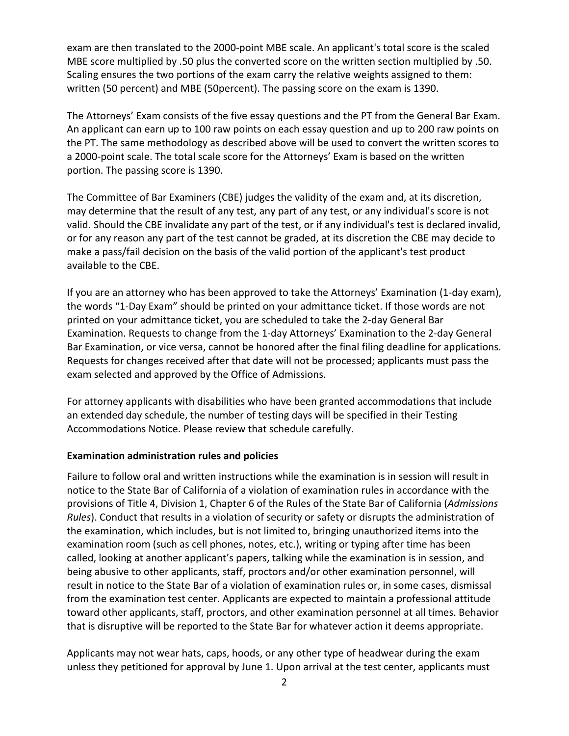exam are then translated to the 2000-point MBE scale. An applicant's total score is the scaled MBE score multiplied by .50 plus the converted score on the written section multiplied by .50. Scaling ensures the two portions of the exam carry the relative weights assigned to them: written (50 percent) and MBE (50percent). The passing score on the exam is 1390.

The Attorneys' Exam consists of the five essay questions and the PT from the General Bar Exam. An applicant can earn up to 100 raw points on each essay question and up to 200 raw points on the PT. The same methodology as described above will be used to convert the written scores to a 2000-point scale. The total scale score for the Attorneys' Exam is based on the written portion. The passing score is 1390.

The Committee of Bar Examiners (CBE) judges the validity of the exam and, at its discretion, may determine that the result of any test, any part of any test, or any individual's score is not valid. Should the CBE invalidate any part of the test, or if any individual's test is declared invalid, or for any reason any part of the test cannot be graded, at its discretion the CBE may decide to make a pass/fail decision on the basis of the valid portion of the applicant's test product available to the CBE.

If you are an attorney who has been approved to take the Attorneys' Examination (1-day exam), the words "1-Day Exam" should be printed on your admittance ticket. If those words are not printed on your admittance ticket, you are scheduled to take the 2-day General Bar Examination. Requests to change from the 1-day Attorneys' Examination to the 2-day General Bar Examination, or vice versa, cannot be honored after the final filing deadline for applications. Requests for changes received after that date will not be processed; applicants must pass the exam selected and approved by the Office of Admissions.

For attorney applicants with disabilities who have been granted accommodations that include an extended day schedule, the number of testing days will be specified in their Testing Accommodations Notice. Please review that schedule carefully.

**Examination administration rules and policies**

Failure to follow oral and written instructions while the examination is in session will result in notice to the State Bar of California of a violation of examination rules in accordance with the provisions of Title 4, Division 1, Chapter 6 of the Rules of the State Bar of California (*Admissions Rules*). Conduct that results in a violation of security or safety or disrupts the administration of the examination, which includes, but is not limited to, bringing unauthorized items into the examination room (such as cell phones, notes, etc.), writing or typing after time has been called, looking at another applicant's papers, talking while the examination is in session, and being abusive to other applicants, staff, proctors and/or other examination personnel, will result in notice to the State Bar of a violation of examination rules or, in some cases, dismissal from the examination test center. Applicants are expected to maintain a professional attitude toward other applicants, staff, proctors, and other examination personnel at all times. Behavior that is disruptive will be reported to the State Bar for whatever action it deems appropriate.

Applicants may not wear hats, caps, hoods, or any other type of headwear during the exam unless they petitioned for approval by June 1. Upon arrival at the test center, applicants must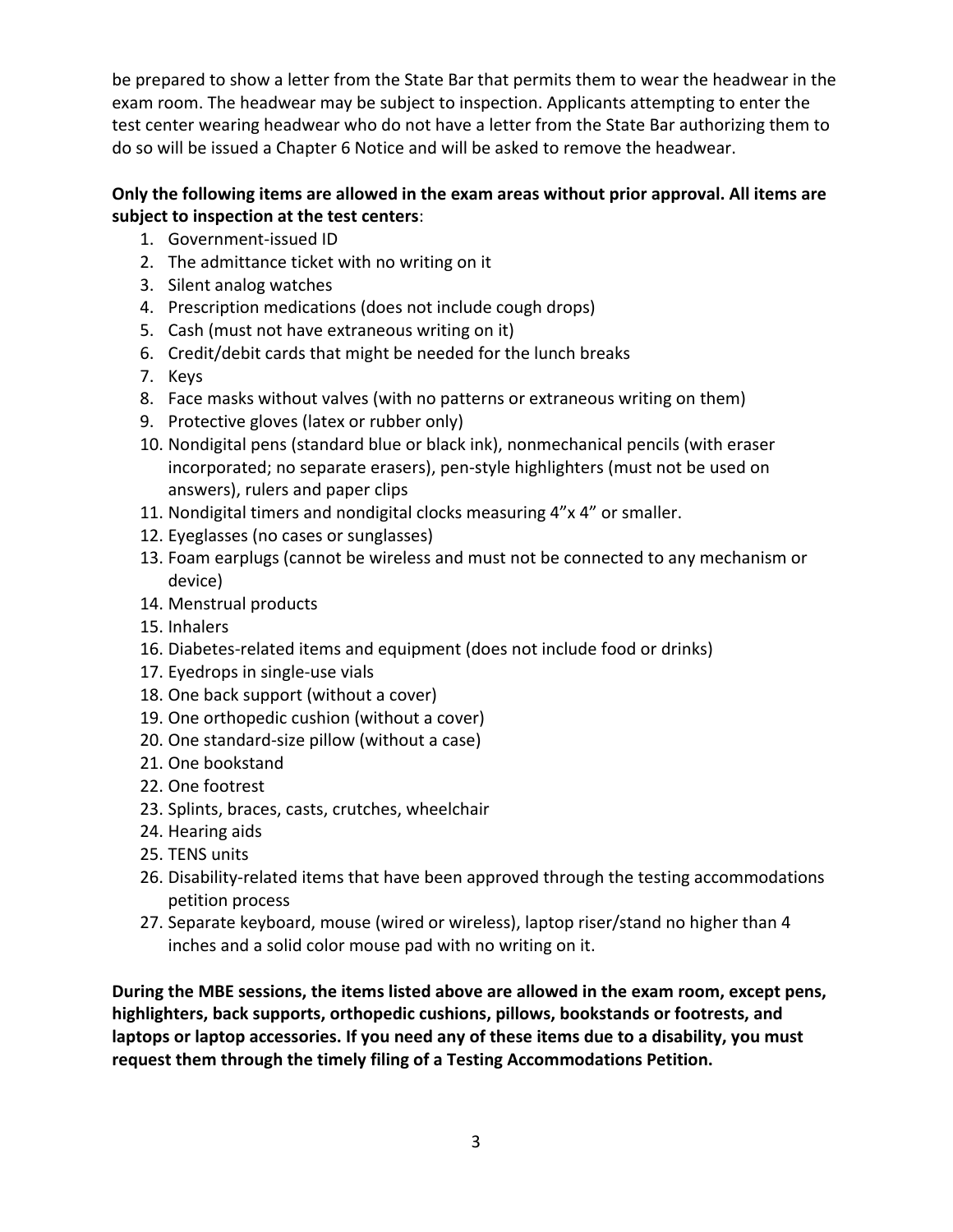be prepared to show a letter from the State Bar that permits them to wear the headwear in the exam room. The headwear may be subject to inspection. Applicants attempting to enter the test center wearing headwear who do not have a letter from the State Bar authorizing them to do so will be issued a Chapter 6 Notice and will be asked to remove the headwear.

**Only the following items are allowed in the exam areas without prior approval. All items are subject to inspection at the test centers**:

1. Government-issued ID
2. The admittance ticket with no writing on it
3. Silent analog watches
4. Prescription medications (does not include cough drops)
5. Cash (must not have extraneous writing on it)
6. Credit/debit cards that might be needed for the lunch breaks
7. Keys
8. Face masks without valves (with no patterns or extraneous writing on them)
9. Protective gloves (latex or rubber only)
10. Nondigital pens (standard blue or black ink), nonmechanical pencils (with eraser incorporated; no separate erasers), pen-style highlighters (must not be used on answers), rulers and paper clips
11. Nondigital timers and nondigital clocks measuring 4"x 4" or smaller.
12. Eyeglasses (no cases or sunglasses)
13. Foam earplugs (cannot be wireless and must not be connected to any mechanism or device)
14. Menstrual products
15. Inhalers
16. Diabetes-related items and equipment (does not include food or drinks)
17. Eyedrops in single-use vials
18. One back support (without a cover)
19. One orthopedic cushion (without a cover)
20. One standard-size pillow (without a case)
21. One bookstand
22. One footrest
23. Splints, braces, casts, crutches, wheelchair
24. Hearing aids
25. TENS units
26. Disability-related items that have been approved through the testing accommodations petition process
27. Separate keyboard, mouse (wired or wireless), laptop riser/stand no higher than 4 inches and a solid color mouse pad with no writing on it.

**During the MBE sessions, the items listed above are allowed in the exam room, except pens, highlighters, back supports, orthopedic cushions, pillows, bookstands or footrests, and laptops or laptop accessories. If you need any of these items due to a disability, you must request them through the timely filing of a Testing Accommodations Petition.**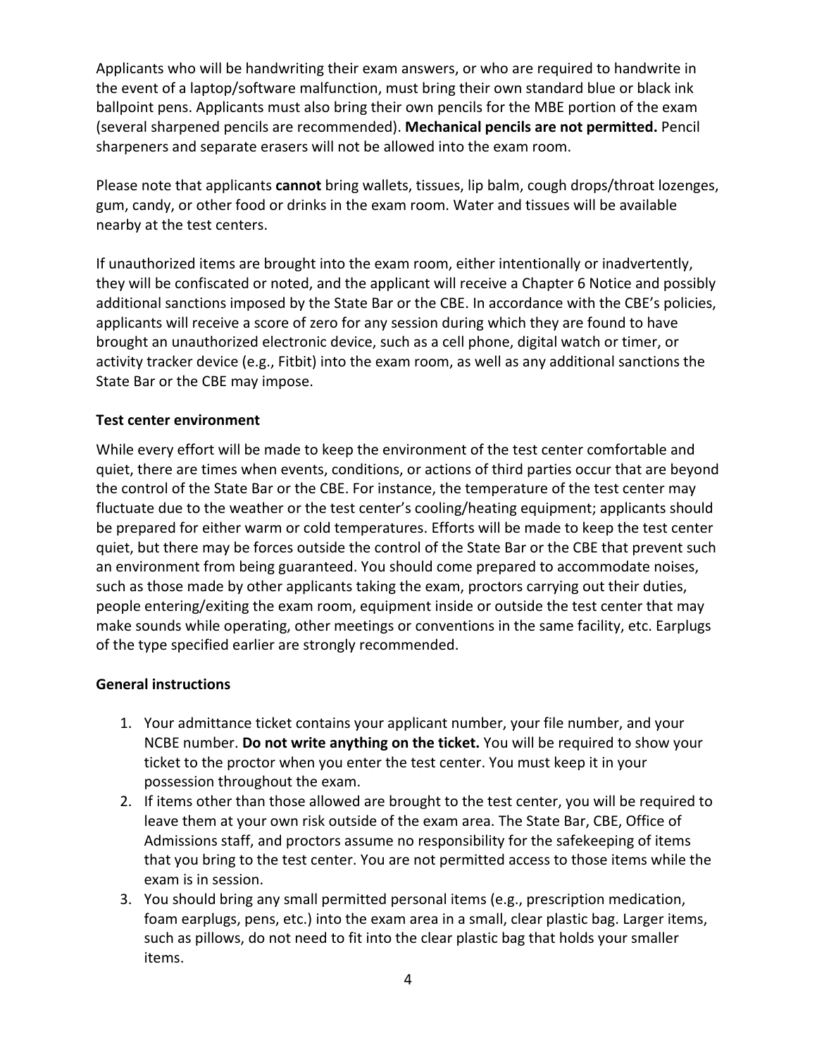Applicants who will be handwriting their exam answers, or who are required to handwrite in the event of a laptop/software malfunction, must bring their own standard blue or black ink ballpoint pens. Applicants must also bring their own pencils for the MBE portion of the exam (several sharpened pencils are recommended). **Mechanical pencils are not permitted.** Pencil sharpeners and separate erasers will not be allowed into the exam room.

Please note that applicants **cannot** bring wallets, tissues, lip balm, cough drops/throat lozenges, gum, candy, or other food or drinks in the exam room. Water and tissues will be available nearby at the test centers.

If unauthorized items are brought into the exam room, either intentionally or inadvertently, they will be confiscated or noted, and the applicant will receive a Chapter 6 Notice and possibly additional sanctions imposed by the State Bar or the CBE. In accordance with the CBE's policies, applicants will receive a score of zero for any session during which they are found to have brought an unauthorized electronic device, such as a cell phone, digital watch or timer, or activity tracker device (e.g., Fitbit) into the exam room, as well as any additional sanctions the State Bar or the CBE may impose.

**Test center environment**

While every effort will be made to keep the environment of the test center comfortable and quiet, there are times when events, conditions, or actions of third parties occur that are beyond the control of the State Bar or the CBE. For instance, the temperature of the test center may fluctuate due to the weather or the test center's cooling/heating equipment; applicants should be prepared for either warm or cold temperatures. Efforts will be made to keep the test center quiet, but there may be forces outside the control of the State Bar or the CBE that prevent such an environment from being guaranteed. You should come prepared to accommodate noises, such as those made by other applicants taking the exam, proctors carrying out their duties, people entering/exiting the exam room, equipment inside or outside the test center that may make sounds while operating, other meetings or conventions in the same facility, etc. Earplugs of the type specified earlier are strongly recommended.

**General instructions**

1. Your admittance ticket contains your applicant number, your file number, and your NCBE number. **Do not write anything on the ticket.** You will be required to show your ticket to the proctor when you enter the test center. You must keep it in your possession throughout the exam.
2. If items other than those allowed are brought to the test center, you will be required to leave them at your own risk outside of the exam area. The State Bar, CBE, Office of Admissions staff, and proctors assume no responsibility for the safekeeping of items that you bring to the test center. You are not permitted access to those items while the exam is in session.
3. You should bring any small permitted personal items (e.g., prescription medication, foam earplugs, pens, etc.) into the exam area in a small, clear plastic bag. Larger items, such as pillows, do not need to fit into the clear plastic bag that holds your smaller items.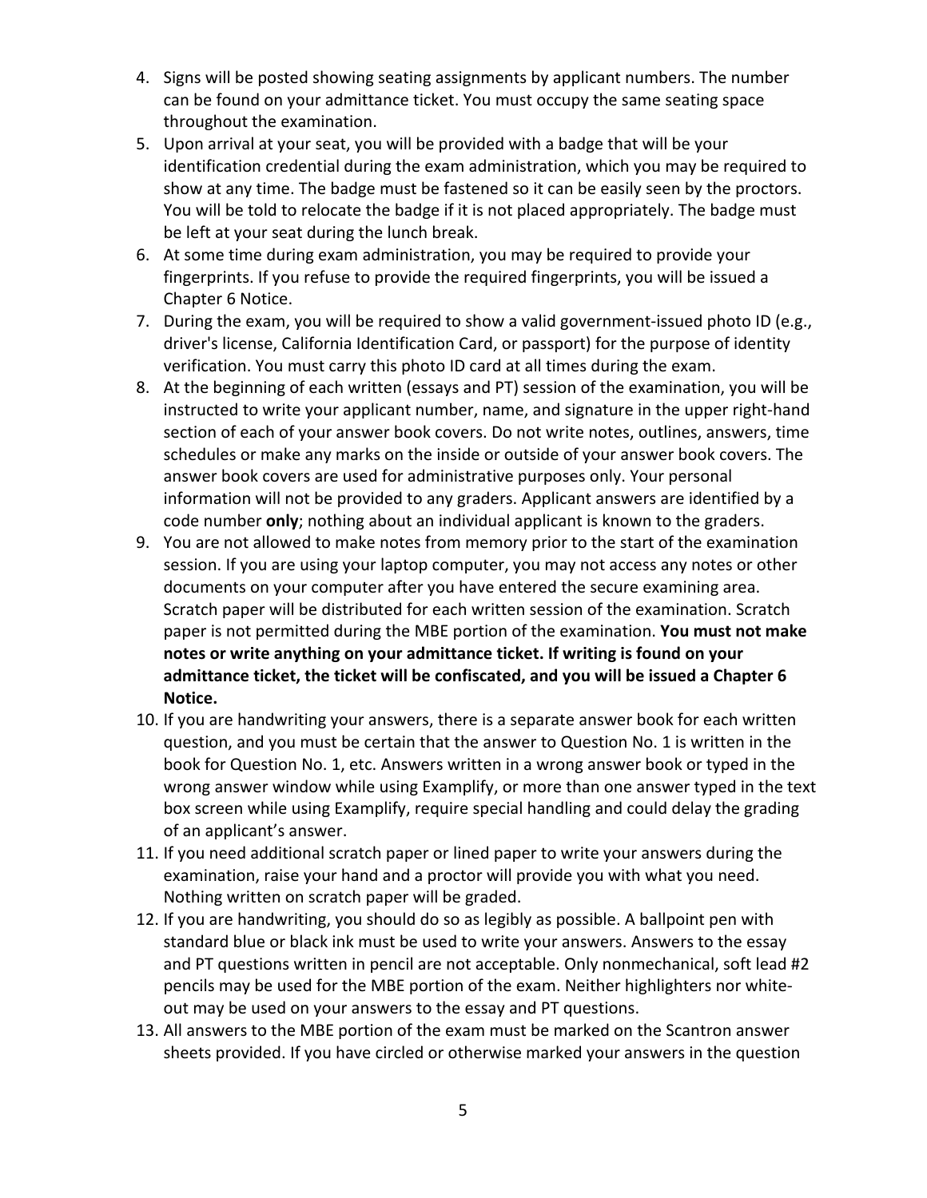4. Signs will be posted showing seating assignments by applicant numbers. The number can be found on your admittance ticket. You must occupy the same seating space throughout the examination.
5. Upon arrival at your seat, you will be provided with a badge that will be your identification credential during the exam administration, which you may be required to show at any time. The badge must be fastened so it can be easily seen by the proctors. You will be told to relocate the badge if it is not placed appropriately. The badge must be left at your seat during the lunch break.
6. At some time during exam administration, you may be required to provide your fingerprints. If you refuse to provide the required fingerprints, you will be issued a Chapter 6 Notice.
7. During the exam, you will be required to show a valid government-issued photo ID (e.g., driver's license, California Identification Card, or passport) for the purpose of identity verification. You must carry this photo ID card at all times during the exam.
8. At the beginning of each written (essays and PT) session of the examination, you will be instructed to write your applicant number, name, and signature in the upper right-hand section of each of your answer book covers. Do not write notes, outlines, answers, time schedules or make any marks on the inside or outside of your answer book covers. The answer book covers are used for administrative purposes only. Your personal information will not be provided to any graders. Applicant answers are identified by a code number **only**; nothing about an individual applicant is known to the graders.
9. You are not allowed to make notes from memory prior to the start of the examination session. If you are using your laptop computer, you may not access any notes or other documents on your computer after you have entered the secure examining area. Scratch paper will be distributed for each written session of the examination. Scratch paper is not permitted during the MBE portion of the examination. **You must not make notes or write anything on your admittance ticket. If writing is found on your admittance ticket, the ticket will be confiscated, and you will be issued a Chapter 6 Notice.**
10. If you are handwriting your answers, there is a separate answer book for each written question, and you must be certain that the answer to Question No. 1 is written in the book for Question No. 1, etc. Answers written in a wrong answer book or typed in the wrong answer window while using Examplify, or more than one answer typed in the text box screen while using Examplify, require special handling and could delay the grading of an applicant's answer.
11. If you need additional scratch paper or lined paper to write your answers during the examination, raise your hand and a proctor will provide you with what you need. Nothing written on scratch paper will be graded.
12. If you are handwriting, you should do so as legibly as possible. A ballpoint pen with standard blue or black ink must be used to write your answers. Answers to the essay and PT questions written in pencil are not acceptable. Only nonmechanical, soft lead #2 pencils may be used for the MBE portion of the exam. Neither highlighters nor white-out may be used on your answers to the essay and PT questions.
13. All answers to the MBE portion of the exam must be marked on the Scantron answer sheets provided. If you have circled or otherwise marked your answers in the question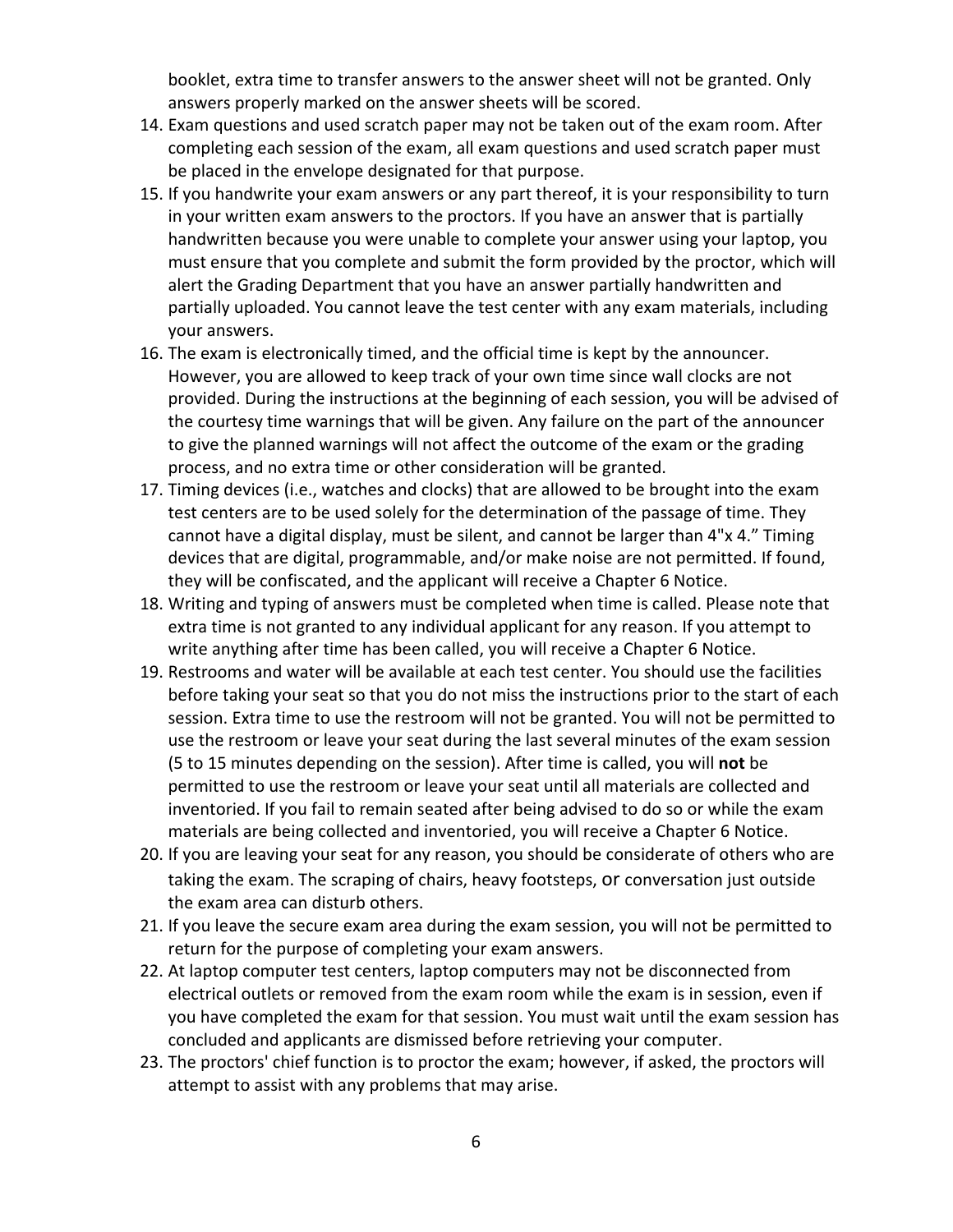booklet, extra time to transfer answers to the answer sheet will not be granted. Only answers properly marked on the answer sheets will be scored.

14. Exam questions and used scratch paper may not be taken out of the exam room. After completing each session of the exam, all exam questions and used scratch paper must be placed in the envelope designated for that purpose.
15. If you handwrite your exam answers or any part thereof, it is your responsibility to turn in your written exam answers to the proctors. If you have an answer that is partially handwritten because you were unable to complete your answer using your laptop, you must ensure that you complete and submit the form provided by the proctor, which will alert the Grading Department that you have an answer partially handwritten and partially uploaded. You cannot leave the test center with any exam materials, including your answers.
16. The exam is electronically timed, and the official time is kept by the announcer. However, you are allowed to keep track of your own time since wall clocks are not provided. During the instructions at the beginning of each session, you will be advised of the courtesy time warnings that will be given. Any failure on the part of the announcer to give the planned warnings will not affect the outcome of the exam or the grading process, and no extra time or other consideration will be granted.
17. Timing devices (i.e., watches and clocks) that are allowed to be brought into the exam test centers are to be used solely for the determination of the passage of time. They cannot have a digital display, must be silent, and cannot be larger than 4"x 4." Timing devices that are digital, programmable, and/or make noise are not permitted. If found, they will be confiscated, and the applicant will receive a Chapter 6 Notice.
18. Writing and typing of answers must be completed when time is called. Please note that extra time is not granted to any individual applicant for any reason. If you attempt to write anything after time has been called, you will receive a Chapter 6 Notice.
19. Restrooms and water will be available at each test center. You should use the facilities before taking your seat so that you do not miss the instructions prior to the start of each session. Extra time to use the restroom will not be granted. You will not be permitted to use the restroom or leave your seat during the last several minutes of the exam session (5 to 15 minutes depending on the session). After time is called, you will **not** be permitted to use the restroom or leave your seat until all materials are collected and inventoried. If you fail to remain seated after being advised to do so or while the exam materials are being collected and inventoried, you will receive a Chapter 6 Notice.
20. If you are leaving your seat for any reason, you should be considerate of others who are taking the exam. The scraping of chairs, heavy footsteps, or conversation just outside the exam area can disturb others.
21. If you leave the secure exam area during the exam session, you will not be permitted to return for the purpose of completing your exam answers.
22. At laptop computer test centers, laptop computers may not be disconnected from electrical outlets or removed from the exam room while the exam is in session, even if you have completed the exam for that session. You must wait until the exam session has concluded and applicants are dismissed before retrieving your computer.
23. The proctors' chief function is to proctor the exam; however, if asked, the proctors will attempt to assist with any problems that may arise.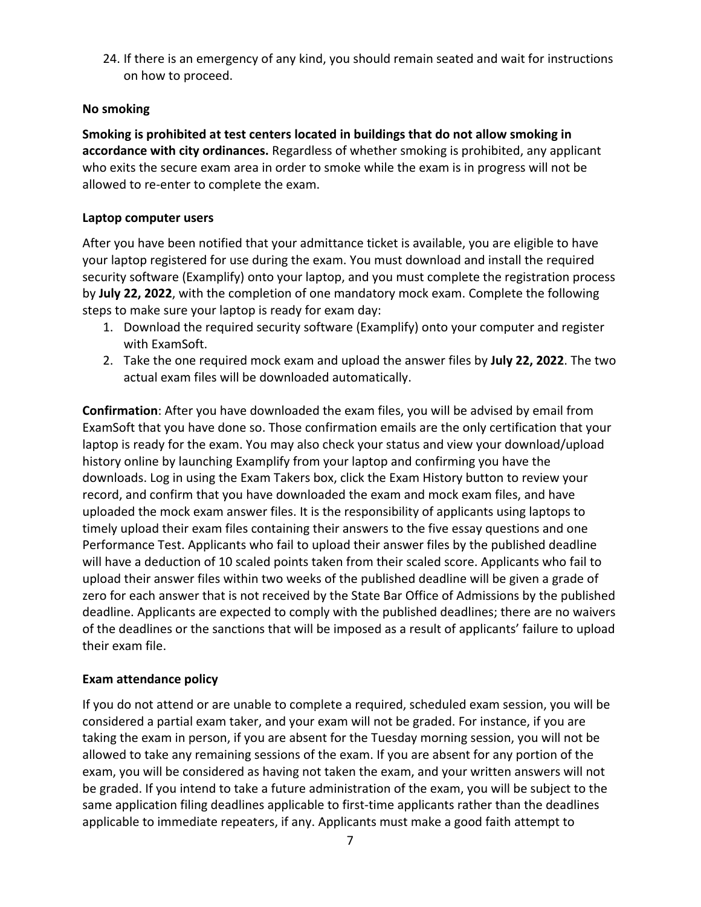24. If there is an emergency of any kind, you should remain seated and wait for instructions on how to proceed.

**No smoking**

**Smoking is prohibited at test centers located in buildings that do not allow smoking in accordance with city ordinances.** Regardless of whether smoking is prohibited, any applicant who exits the secure exam area in order to smoke while the exam is in progress will not be allowed to re-enter to complete the exam.

**Laptop computer users**

After you have been notified that your admittance ticket is available, you are eligible to have your laptop registered for use during the exam. You must download and install the required security software (Examplify) onto your laptop, and you must complete the registration process by **July 22, 2022**, with the completion of one mandatory mock exam. Complete the following steps to make sure your laptop is ready for exam day:

1. Download the required security software (Examplify) onto your computer and register with ExamSoft.
2. Take the one required mock exam and upload the answer files by **July 22, 2022**. The two actual exam files will be downloaded automatically.

**Confirmation**: After you have downloaded the exam files, you will be advised by email from ExamSoft that you have done so. Those confirmation emails are the only certification that your laptop is ready for the exam. You may also check your status and view your download/upload history online by launching Examplify from your laptop and confirming you have the downloads. Log in using the Exam Takers box, click the Exam History button to review your record, and confirm that you have downloaded the exam and mock exam files, and have uploaded the mock exam answer files. It is the responsibility of applicants using laptops to timely upload their exam files containing their answers to the five essay questions and one Performance Test. Applicants who fail to upload their answer files by the published deadline will have a deduction of 10 scaled points taken from their scaled score. Applicants who fail to upload their answer files within two weeks of the published deadline will be given a grade of zero for each answer that is not received by the State Bar Office of Admissions by the published deadline. Applicants are expected to comply with the published deadlines; there are no waivers of the deadlines or the sanctions that will be imposed as a result of applicants' failure to upload their exam file.

**Exam attendance policy**

If you do not attend or are unable to complete a required, scheduled exam session, you will be considered a partial exam taker, and your exam will not be graded. For instance, if you are taking the exam in person, if you are absent for the Tuesday morning session, you will not be allowed to take any remaining sessions of the exam. If you are absent for any portion of the exam, you will be considered as having not taken the exam, and your written answers will not be graded. If you intend to take a future administration of the exam, you will be subject to the same application filing deadlines applicable to first-time applicants rather than the deadlines applicable to immediate repeaters, if any. Applicants must make a good faith attempt to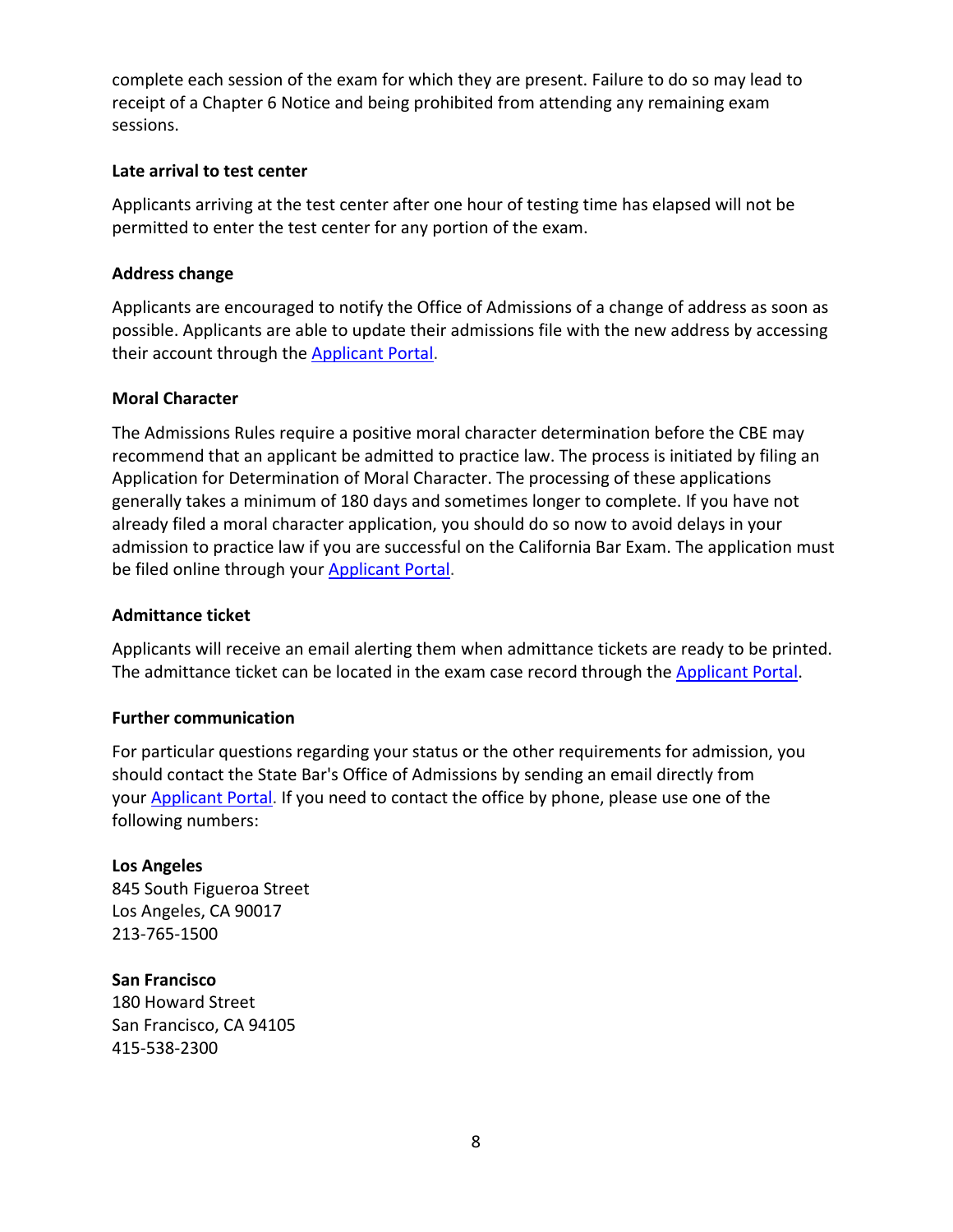complete each session of the exam for which they are present. Failure to do so may lead to receipt of a Chapter 6 Notice and being prohibited from attending any remaining exam sessions.

### Late arrival to test center

Applicants arriving at the test center after one hour of testing time has elapsed will not be permitted to enter the test center for any portion of the exam.

### Address change

Applicants are encouraged to notify the Office of Admissions of a change of address as soon as possible. Applicants are able to update their admissions file with the new address by accessing their account through the Applicant Portal.

### Moral Character

The Admissions Rules require a positive moral character determination before the CBE may recommend that an applicant be admitted to practice law. The process is initiated by filing an Application for Determination of Moral Character. The processing of these applications generally takes a minimum of 180 days and sometimes longer to complete. If you have not already filed a moral character application, you should do so now to avoid delays in your admission to practice law if you are successful on the California Bar Exam. The application must be filed online through your Applicant Portal.

### Admittance ticket

Applicants will receive an email alerting them when admittance tickets are ready to be printed. The admittance ticket can be located in the exam case record through the Applicant Portal.

### Further communication

For particular questions regarding your status or the other requirements for admission, you should contact the State Bar's Office of Admissions by sending an email directly from your Applicant Portal. If you need to contact the office by phone, please use one of the following numbers:

**Los Angeles**
845 South Figueroa Street
Los Angeles, CA 90017
213-765-1500

**San Francisco**
180 Howard Street
San Francisco, CA 94105
415-538-2300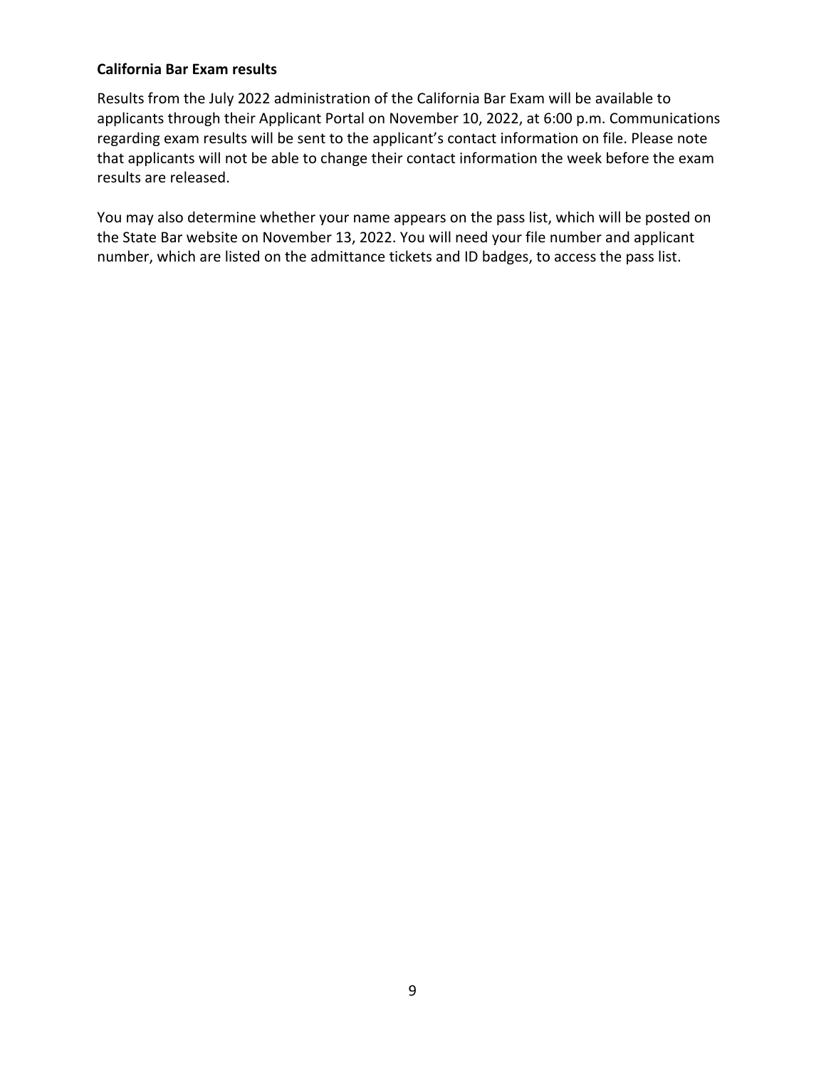**California Bar Exam results**

Results from the July 2022 administration of the California Bar Exam will be available to applicants through their Applicant Portal on November 10, 2022, at 6:00 p.m. Communications regarding exam results will be sent to the applicant's contact information on file. Please note that applicants will not be able to change their contact information the week before the exam results are released.

You may also determine whether your name appears on the pass list, which will be posted on the State Bar website on November 13, 2022. You will need your file number and applicant number, which are listed on the admittance tickets and ID badges, to access the pass list.